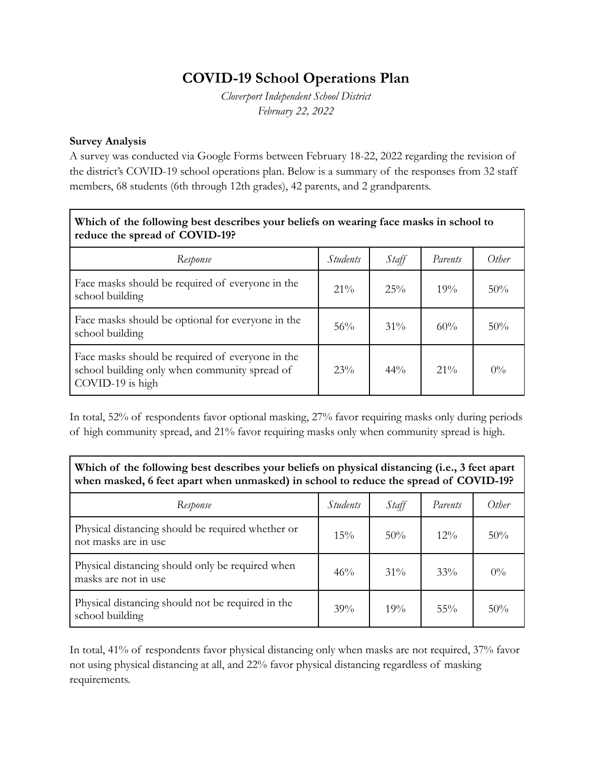# COVID-19 School Operations Plan

*Cloverport Independent School District*
*February 22, 2022*

**Survey Analysis**

A survey was conducted via Google Forms between February 18-22, 2022 regarding the revision of the district's COVID-19 school operations plan. Below is a summary of the responses from 32 staff members, 68 students (6th through 12th grades), 42 parents, and 2 grandparents.

| **Which of the following best describes your beliefs on wearing face masks in school to reduce the spread of COVID-19?** | | | | |
|---|---|---|---|---|
| *Response* | *Students* | *Staff* | *Parents* | *Other* |
| Face masks should be required of everyone in the school building | 21% | 25% | 19% | 50% |
| Face masks should be optional for everyone in the school building | 56% | 31% | 60% | 50% |
| Face masks should be required of everyone in the school building only when community spread of COVID-19 is high | 23% | 44% | 21% | 0% |

In total, 52% of respondents favor optional masking, 27% favor requiring masks only during periods of high community spread, and 21% favor requiring masks only when community spread is high.

| **Which of the following best describes your beliefs on physical distancing (i.e., 3 feet apart when masked, 6 feet apart when unmasked) in school to reduce the spread of COVID-19?** | | | | |
|---|---|---|---|---|
| *Response* | *Students* | *Staff* | *Parents* | *Other* |
| Physical distancing should be required whether or not masks are in use | 15% | 50% | 12% | 50% |
| Physical distancing should only be required when masks are not in use | 46% | 31% | 33% | 0% |
| Physical distancing should not be required in the school building | 39% | 19% | 55% | 50% |

In total, 41% of respondents favor physical distancing only when masks are not required, 37% favor not using physical distancing at all, and 22% favor physical distancing regardless of masking requirements.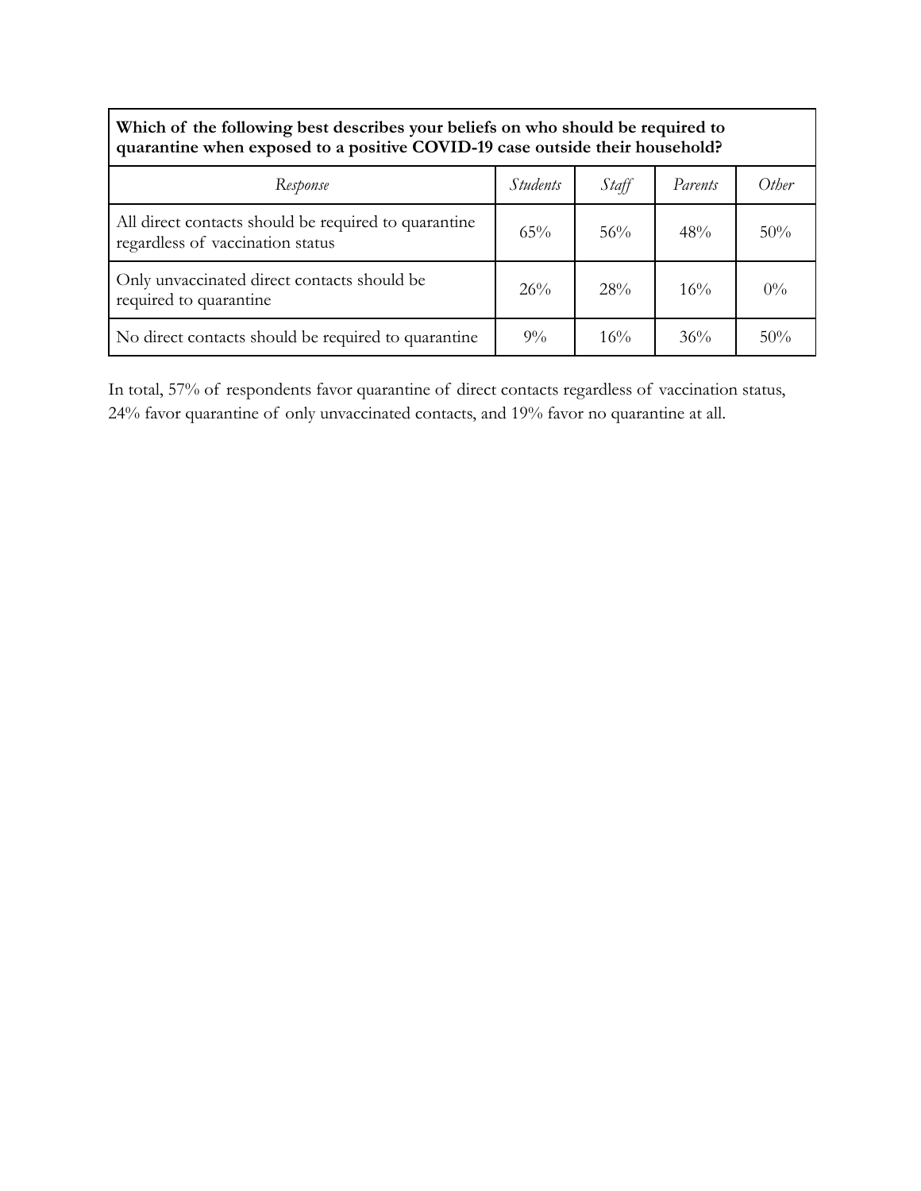| **Which of the following best describes your beliefs on who should be required to quarantine when exposed to a positive COVID-19 case outside their household?** | | | | |
| --- | --- | --- | --- | --- |
| *Response* | *Students* | *Staff* | *Parents* | *Other* |
| All direct contacts should be required to quarantine regardless of vaccination status | 65% | 56% | 48% | 50% |
| Only unvaccinated direct contacts should be required to quarantine | 26% | 28% | 16% | 0% |
| No direct contacts should be required to quarantine | 9% | 16% | 36% | 50% |

In total, 57% of respondents favor quarantine of direct contacts regardless of vaccination status, 24% favor quarantine of only unvaccinated contacts, and 19% favor no quarantine at all.